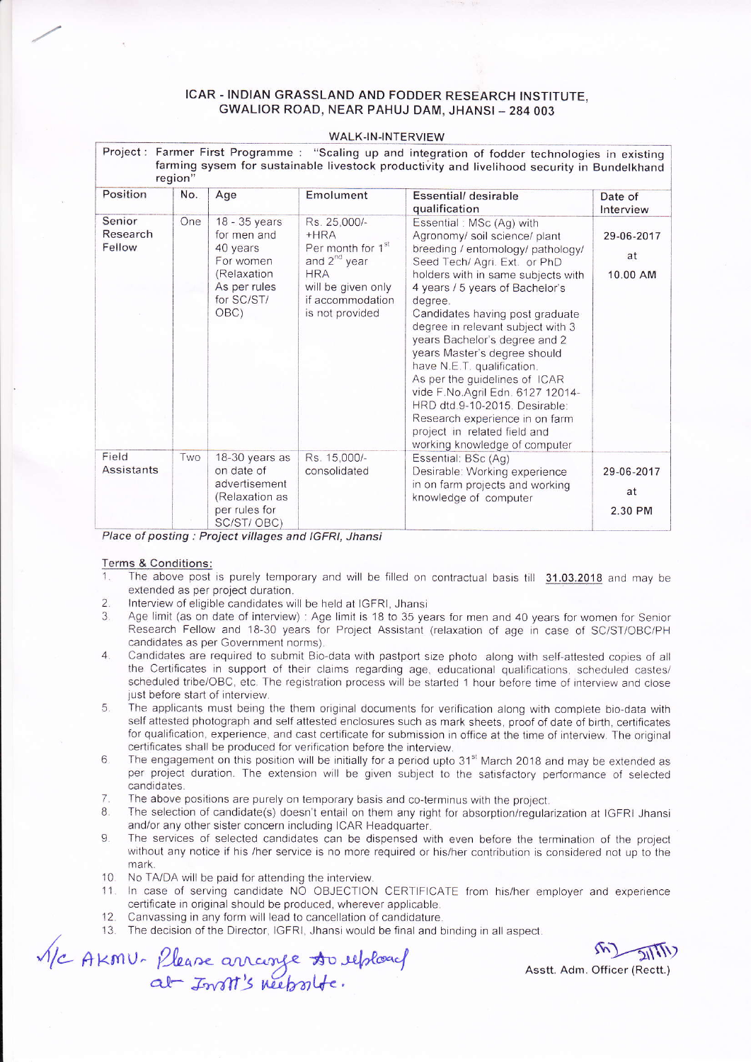# ICAR - INDIAN GRASSLAND AND FODDER RESEARCH INSTITUTE, GWALIOR ROAD, NEAR PAHUJ DAM, JHANSI – 284 003

## WALK-IN-INTERVIEW

Project : Farmer First Programme : "Scaling up and integration of fodder technologies in existing farming sysem for sustainable livestock productivity and livelihood security in Bundelkhand region"

| Position | No. | Age | Emolument | Essential/ desirable qualification | Date of Interview |
|---|---|---|---|---|---|
| Senior Research Fellow | One | 18 - 35 years for men and 40 years For women (Relaxation As per rules for SC/ST/ OBC) | Rs. 25,000/- +HRA Per month for 1st and 2nd year HRA will be given only if accommodation is not provided | Essential : MSc (Ag) with Agronomy/ soil science/ plant breeding / entomology/ pathology/ Seed Tech/ Agri. Ext. or PhD holders with in same subjects with 4 years / 5 years of Bachelor's degree. Candidates having post graduate degree in relevant subject with 3 years Bachelor's degree and 2 years Master's degree should have N.E.T. qualification. As per the guidelines of ICAR vide F.No.Agril Edn. 6127 12014-HRD dtd.9-10-2015. Desirable: Research experience in on farm project in related field and working knowledge of computer | 29-06-2017 at 10.00 AM |
| Field Assistants | Two | 18-30 years as on date of advertisement (Relaxation as per rules for SC/ST/ OBC) | Rs. 15,000/- consolidated | Essential: BSc (Ag) Desirable: Working experience in on farm projects and working knowledge of computer | 29-06-2017 at 2.30 PM |

*Place of posting : Project villages and IGFRI, Jhansi*

**Terms & Conditions:**

1. The above post is purely temporary and will be filled on contractual basis till 31.03.2018 and may be extended as per project duration.
2. Interview of eligible candidates will be held at IGFRI, Jhansi
3. Age limit (as on date of interview) : Age limit is 18 to 35 years for men and 40 years for women for Senior Research Fellow and 18-30 years for Project Assistant (relaxation of age in case of SC/ST/OBC/PH candidates as per Government norms).
4. Candidates are required to submit Bio-data with pastport size photo along with self-attested copies of all the Certificates in support of their claims regarding age, educational qualifications, scheduled castes/ scheduled tribe/OBC, etc. The registration process will be started 1 hour before time of interview and close just before start of interview.
5. The applicants must being the them original documents for verification along with complete bio-data with self attested photograph and self attested enclosures such as mark sheets, proof of date of birth, certificates for qualification, experience, and cast certificate for submission in office at the time of interview. The original certificates shall be produced for verification before the interview.
6. The engagement on this position will be initially for a period upto 31st March 2018 and may be extended as per project duration. The extension will be given subject to the satisfactory performance of selected candidates.
7. The above positions are purely on temporary basis and co-terminus with the project.
8. The selection of candidate(s) doesn't entail on them any right for absorption/regularization at IGFRI Jhansi and/or any other sister concern including ICAR Headquarter.
9. The services of selected candidates can be dispensed with even before the termination of the project without any notice if his /her service is no more required or his/her contribution is considered not up to the mark.
10. No TA/DA will be paid for attending the interview.
11. In case of serving candidate NO OBJECTION CERTIFICATE from his/her employer and experience certificate in original should be produced, wherever applicable.
12. Canvassing in any form will lead to cancellation of candidature.
13. The decision of the Director, IGFRI, Jhansi would be final and binding in all aspect.

I/c AKMU- Please arrange to upload at Instt's website.

Asstt. Adm. Officer (Rectt.)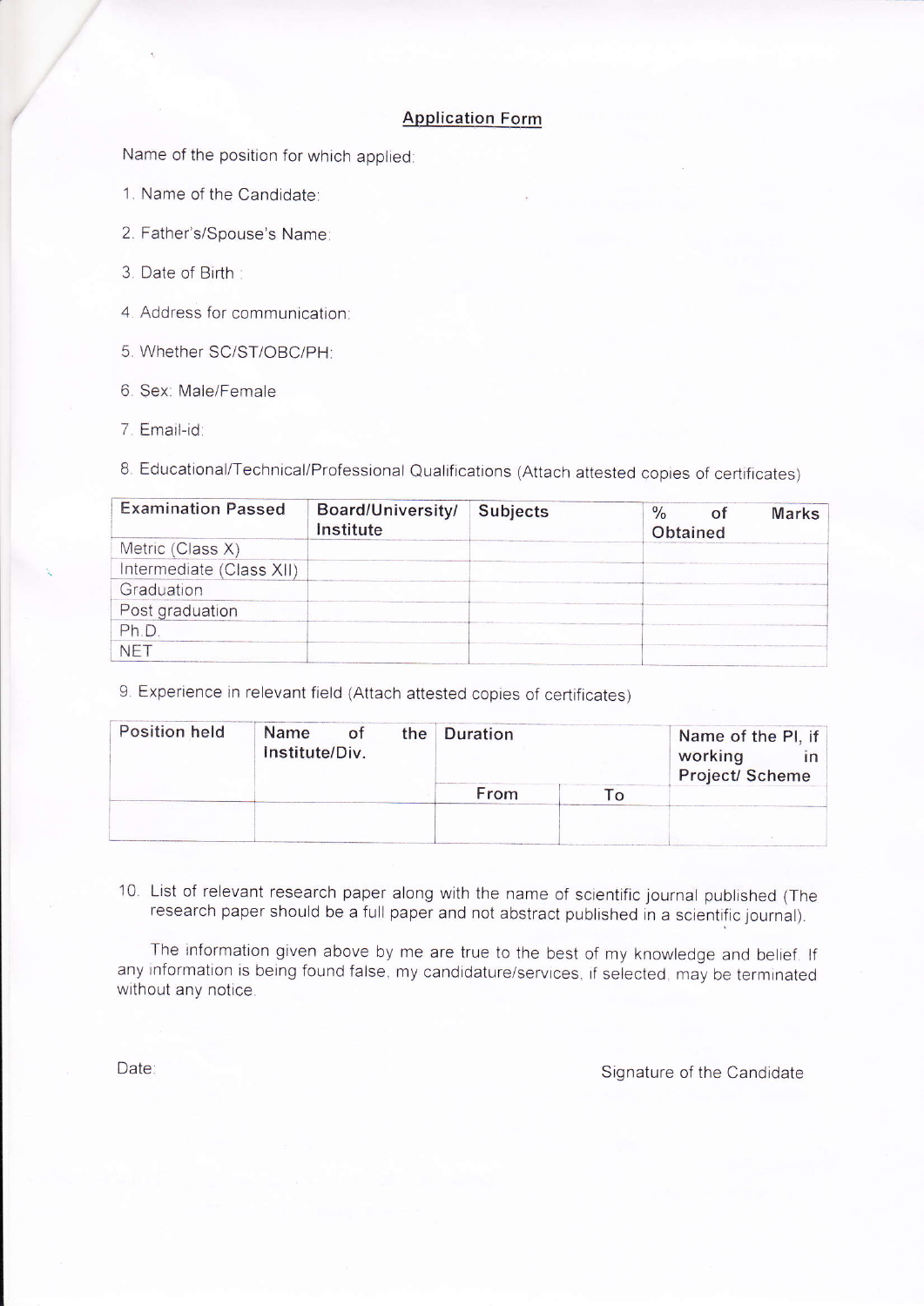## Application Form

Name of the position for which applied:

1. Name of the Candidate:
2. Father's/Spouse's Name:
3. Date of Birth :
4. Address for communication:
5. Whether SC/ST/OBC/PH:
6. Sex: Male/Female
7. Email-id:
8. Educational/Technical/Professional Qualifications (Attach attested copies of certificates)

| **Examination Passed** | **Board/University/ Institute** | **Subjects** | **% of Marks Obtained** |
|---|---|---|---|
| Metric (Class X) | | | |
| Intermediate (Class XII) | | | |
| Graduation | | | |
| Post graduation | | | |
| Ph.D. | | | |
| NET | | | |

9. Experience in relevant field (Attach attested copies of certificates)

| **Position held** | **Name of the Institute/Div.** | **Duration** | | **Name of the PI, if working in Project/ Scheme** |
|---|---|---|---|---|
| | | From | To | |
| | | | | |

10. List of relevant research paper along with the name of scientific journal published (The research paper should be a full paper and not abstract published in a scientific journal).

The information given above by me are true to the best of my knowledge and belief. If any information is being found false, my candidature/services, if selected, may be terminated without any notice.

Date:

Signature of the Candidate